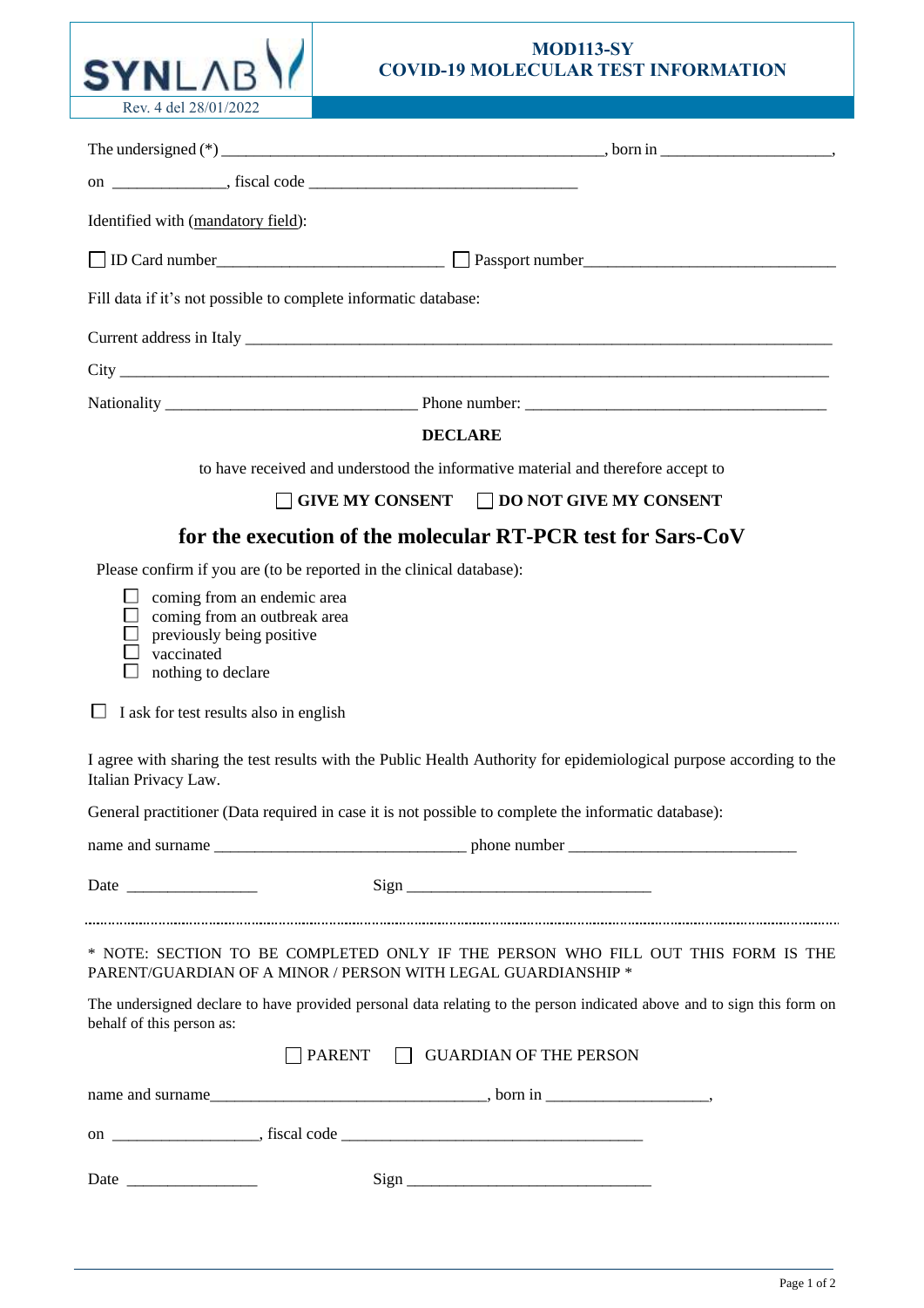| SYNLAB Rev. 4 del 28/01/2022 | **MOD113-SY** **COVID-19 MOLECULAR TEST INFORMATION** |
|---|---|

The undersigned (*) _____________________________________________, born in ____________________,

on ______________, fiscal code ________________________________

Identified with (mandatory field):

☐ ID Card number___________________________ ☐ Passport number_______________________________

Fill data if it's not possible to complete informatic database:

Current address in Italy ______________________________________________________________________

City ______________________________________________________________________________________

Nationality ______________________________ Phone number: ____________________________________

**DECLARE**

to have received and understood the informative material and therefore accept to

☐ **GIVE MY CONSENT** ☐ **DO NOT GIVE MY CONSENT**

## for the execution of the molecular RT-PCR test for Sars-CoV

Please confirm if you are (to be reported in the clinical database):

- ☐ coming from an endemic area
- ☐ coming from an outbreak area
- ☐ previously being positive
- ☐ vaccinated
- ☐ nothing to declare

☐ I ask for test results also in english

I agree with sharing the test results with the Public Health Authority for epidemiological purpose according to the Italian Privacy Law.

General practitioner (Data required in case it is not possible to complete the informatic database):

name and surname ______________________________ phone number ___________________________

Date ________________ Sign _____________________________

---

* NOTE: SECTION TO BE COMPLETED ONLY IF THE PERSON WHO FILL OUT THIS FORM IS THE PARENT/GUARDIAN OF A MINOR / PERSON WITH LEGAL GUARDIANSHIP *

The undersigned declare to have provided personal data relating to the person indicated above and to sign this form on behalf of this person as:

☐ PARENT ☐ GUARDIAN OF THE PERSON

name and surname_________________________________, born in ____________________,

on __________________, fiscal code ______________________________________

Date ________________ Sign _____________________________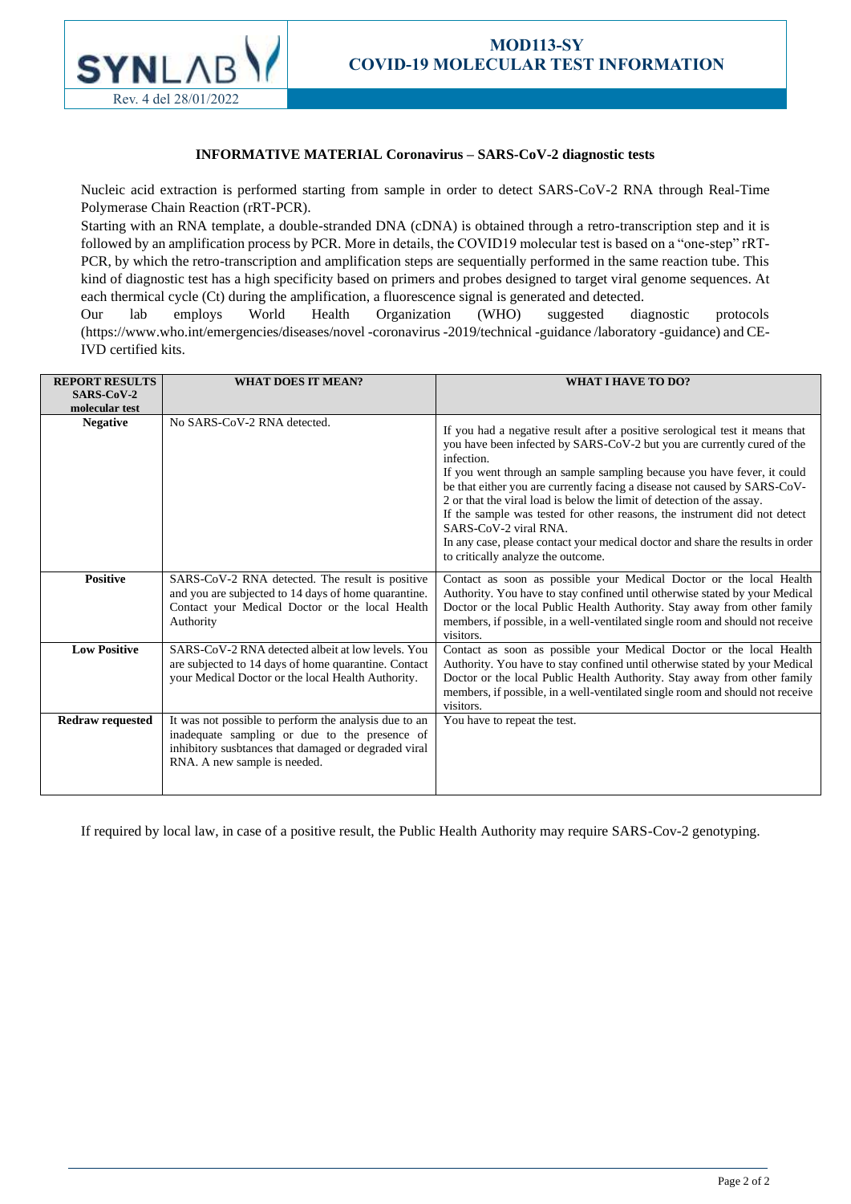SYNLAB

Rev. 4 del 28/01/2022

# MOD113-SY
# COVID-19 MOLECULAR TEST INFORMATION

## INFORMATIVE MATERIAL Coronavirus – SARS-CoV-2 diagnostic tests

Nucleic acid extraction is performed starting from sample in order to detect SARS-CoV-2 RNA through Real-Time Polymerase Chain Reaction (rRT-PCR).

Starting with an RNA template, a double-stranded DNA (cDNA) is obtained through a retro-transcription step and it is followed by an amplification process by PCR. More in details, the COVID19 molecular test is based on a "one-step" rRT-PCR, by which the retro-transcription and amplification steps are sequentially performed in the same reaction tube. This kind of diagnostic test has a high specificity based on primers and probes designed to target viral genome sequences. At each thermical cycle (Ct) during the amplification, a fluorescence signal is generated and detected.

Our lab employs World Health Organization (WHO) suggested diagnostic protocols (https://www.who.int/emergencies/diseases/novel -coronavirus -2019/technical -guidance /laboratory -guidance) and CE-IVD certified kits.

| REPORT RESULTS SARS-CoV-2 molecular test | WHAT DOES IT MEAN? | WHAT I HAVE TO DO? |
|---|---|---|
| **Negative** | No SARS-CoV-2 RNA detected. | If you had a negative result after a positive serological test it means that you have been infected by SARS-CoV-2 but you are currently cured of the infection.<br>If you went through an sample sampling because you have fever, it could be that either you are currently facing a disease not caused by SARS-CoV-2 or that the viral load is below the limit of detection of the assay.<br>If the sample was tested for other reasons, the instrument did not detect SARS-CoV-2 viral RNA.<br>In any case, please contact your medical doctor and share the results in order to critically analyze the outcome. |
| **Positive** | SARS-CoV-2 RNA detected. The result is positive and you are subjected to 14 days of home quarantine. Contact your Medical Doctor or the local Health Authority | Contact as soon as possible your Medical Doctor or the local Health Authority. You have to stay confined until otherwise stated by your Medical Doctor or the local Public Health Authority. Stay away from other family members, if possible, in a well-ventilated single room and should not receive visitors. |
| **Low Positive** | SARS-CoV-2 RNA detected albeit at low levels. You are subjected to 14 days of home quarantine. Contact your Medical Doctor or the local Health Authority. | Contact as soon as possible your Medical Doctor or the local Health Authority. You have to stay confined until otherwise stated by your Medical Doctor or the local Public Health Authority. Stay away from other family members, if possible, in a well-ventilated single room and should not receive visitors. |
| **Redraw requested** | It was not possible to perform the analysis due to an inadequate sampling or due to the presence of inhibitory susbtances that damaged or degraded viral RNA. A new sample is needed. | You have to repeat the test. |

If required by local law, in case of a positive result, the Public Health Authority may require SARS-Cov-2 genotyping.